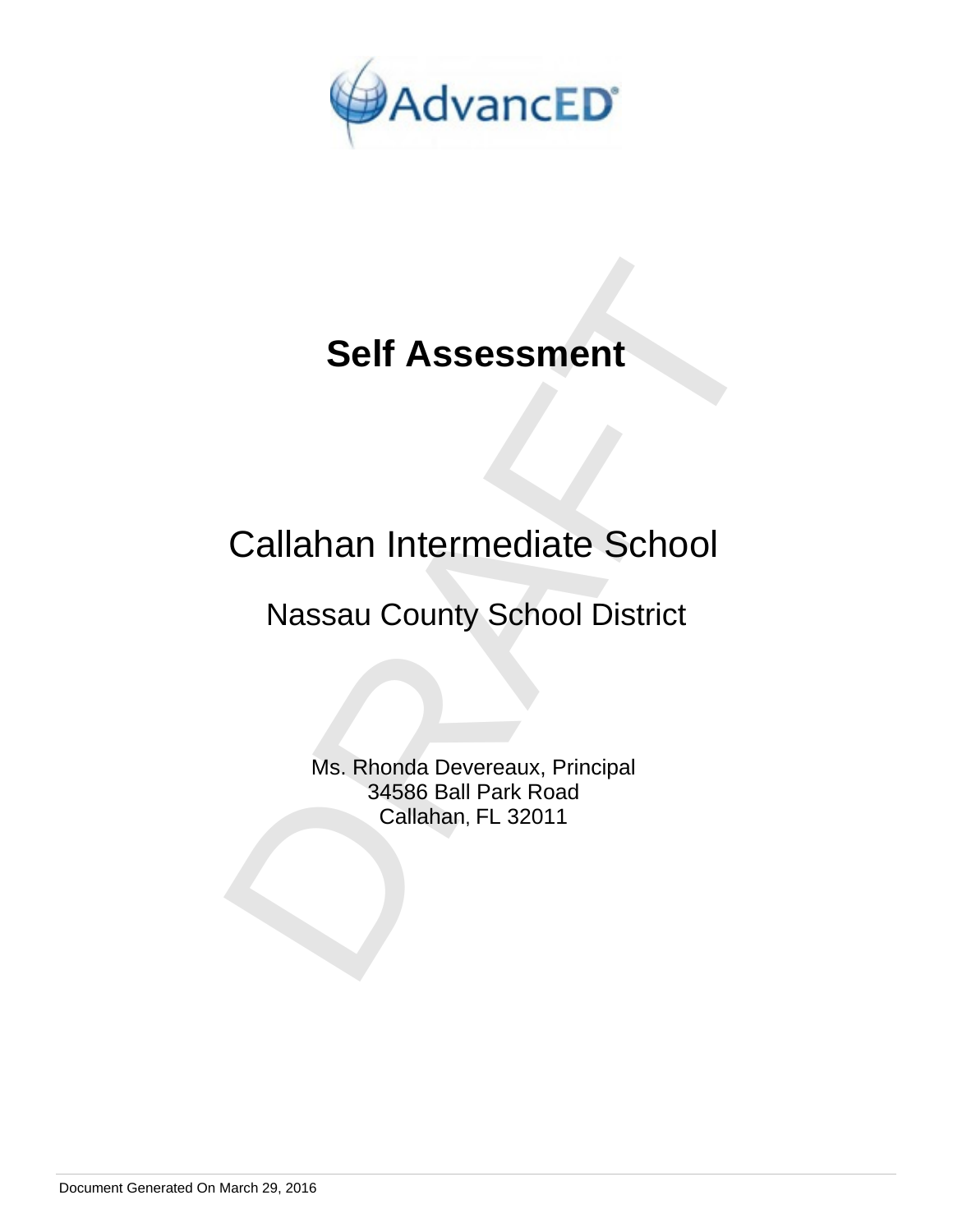AdvancED

# Self Assessment

## Callahan Intermediate School

### Nassau County School District

Ms. Rhonda Devereaux, Principal
34586 Ball Park Road
Callahan, FL 32011

Document Generated On March 29, 2016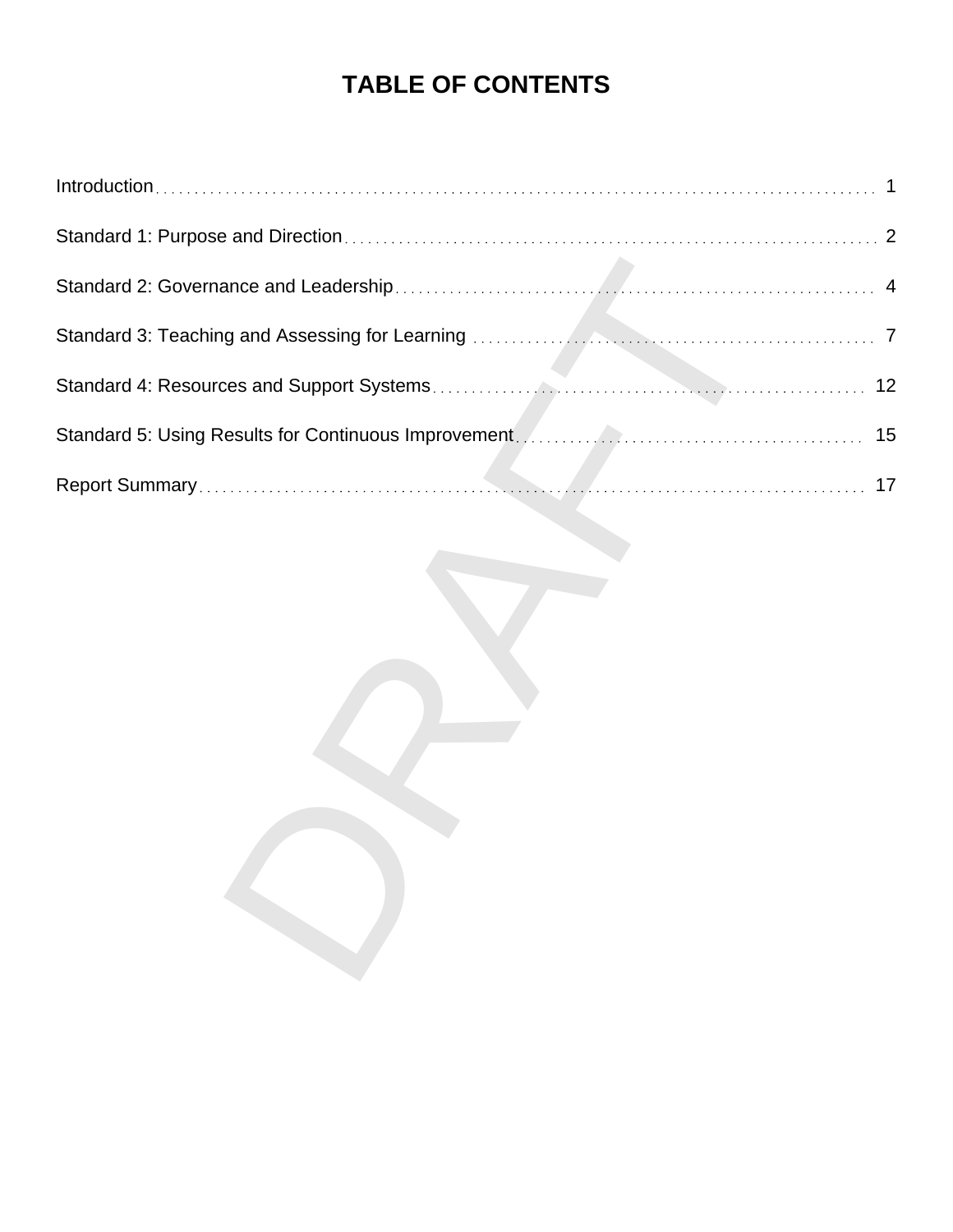# TABLE OF CONTENTS

| | |
|---|---|
| Introduction | 1 |
| Standard 1: Purpose and Direction | 2 |
| Standard 2: Governance and Leadership | 4 |
| Standard 3: Teaching and Assessing for Learning | 7 |
| Standard 4: Resources and Support Systems | 12 |
| Standard 5: Using Results for Continuous Improvement | 15 |
| Report Summary | 17 |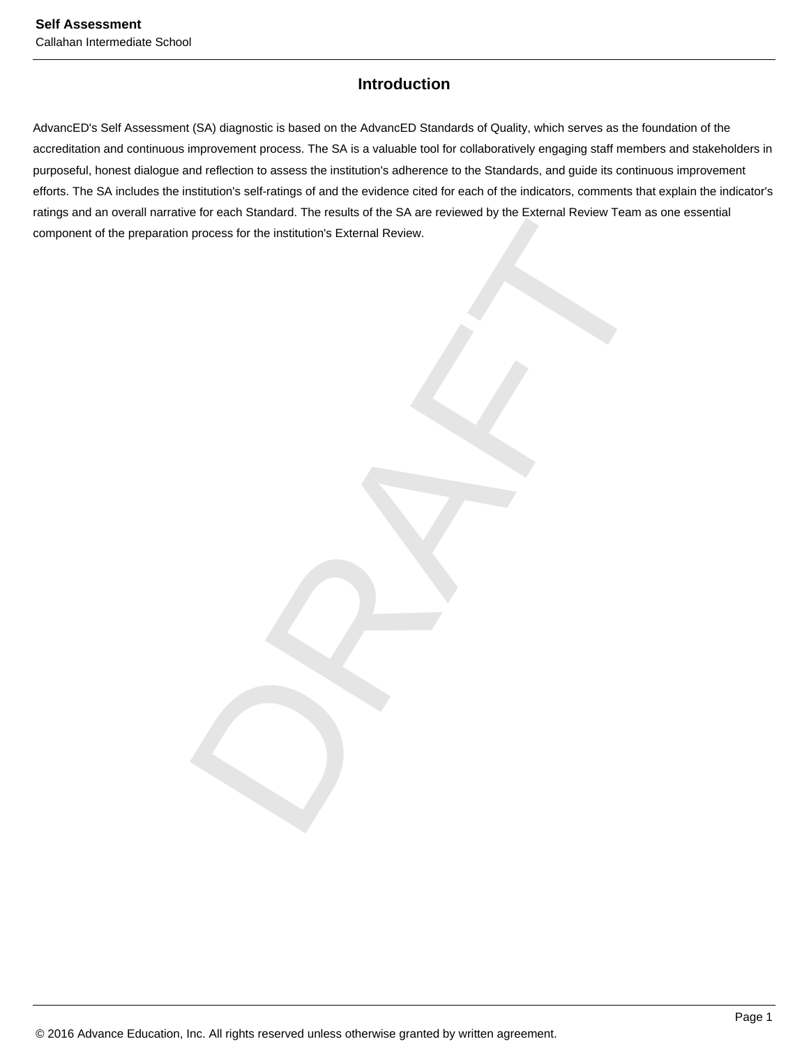## Introduction

AdvancED's Self Assessment (SA) diagnostic is based on the AdvancED Standards of Quality, which serves as the foundation of the accreditation and continuous improvement process. The SA is a valuable tool for collaboratively engaging staff members and stakeholders in purposeful, honest dialogue and reflection to assess the institution's adherence to the Standards, and guide its continuous improvement efforts. The SA includes the institution's self-ratings of and the evidence cited for each of the indicators, comments that explain the indicator's ratings and an overall narrative for each Standard. The results of the SA are reviewed by the External Review Team as one essential component of the preparation process for the institution's External Review.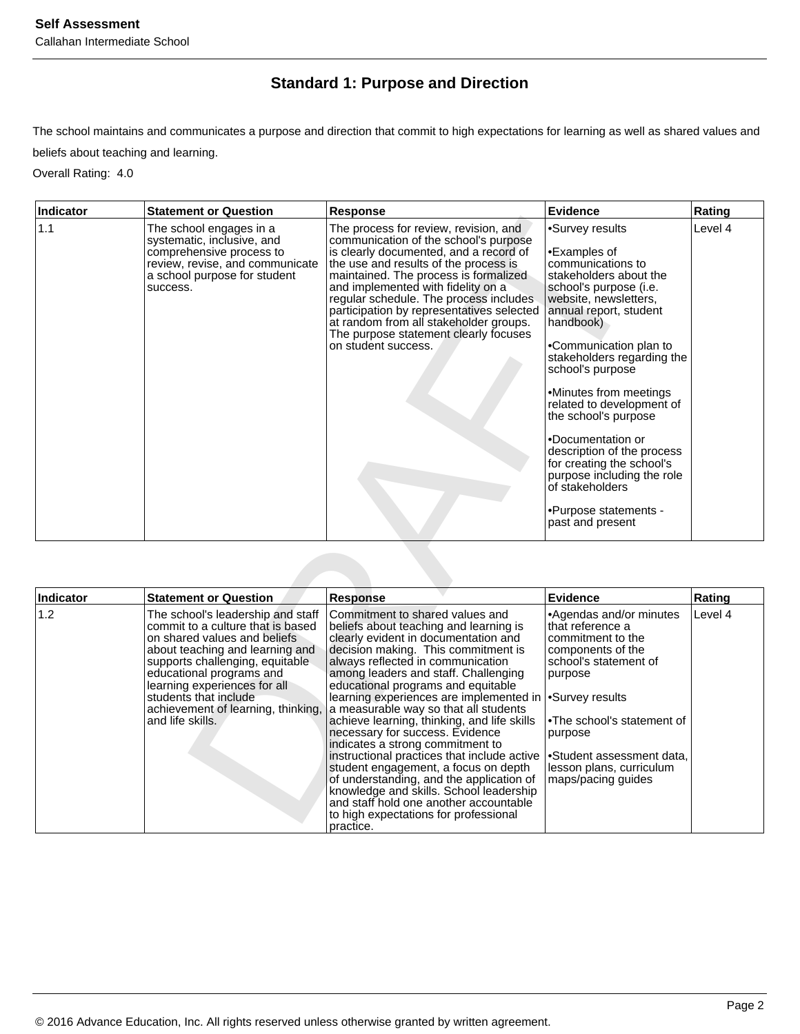## Standard 1: Purpose and Direction

The school maintains and communicates a purpose and direction that commit to high expectations for learning as well as shared values and beliefs about teaching and learning.

Overall Rating: 4.0

| Indicator | Statement or Question | Response | Evidence | Rating |
|---|---|---|---|---|
| 1.1 | The school engages in a systematic, inclusive, and comprehensive process to review, revise, and communicate a school purpose for student success. | The process for review, revision, and communication of the school's purpose is clearly documented, and a record of the use and results of the process is maintained. The process is formalized and implemented with fidelity on a regular schedule. The process includes participation by representatives selected at random from all stakeholder groups. The purpose statement clearly focuses on student success. | •Survey results<br><br>•Examples of communications to stakeholders about the school's purpose (i.e. website, newsletters, annual report, student handbook)<br><br>•Communication plan to stakeholders regarding the school's purpose<br><br>•Minutes from meetings related to development of the school's purpose<br><br>•Documentation or description of the process for creating the school's purpose including the role of stakeholders<br><br>•Purpose statements - past and present | Level 4 |

| Indicator | Statement or Question | Response | Evidence | Rating |
|---|---|---|---|---|
| 1.2 | The school's leadership and staff commit to a culture that is based on shared values and beliefs about teaching and learning and supports challenging, equitable educational programs and learning experiences for all students that include achievement of learning, thinking, and life skills. | Commitment to shared values and beliefs about teaching and learning is clearly evident in documentation and decision making. This commitment is always reflected in communication among leaders and staff. Challenging educational programs and equitable learning experiences are implemented in a measurable way so that all students achieve learning, thinking, and life skills necessary for success. Evidence indicates a strong commitment to instructional practices that include active student engagement, a focus on depth of understanding, and the application of knowledge and skills. School leadership and staff hold one another accountable to high expectations for professional practice. | •Agendas and/or minutes that reference a commitment to the components of the school's statement of purpose<br><br>•Survey results<br><br>•The school's statement of purpose<br><br>•Student assessment data, lesson plans, curriculum maps/pacing guides | Level 4 |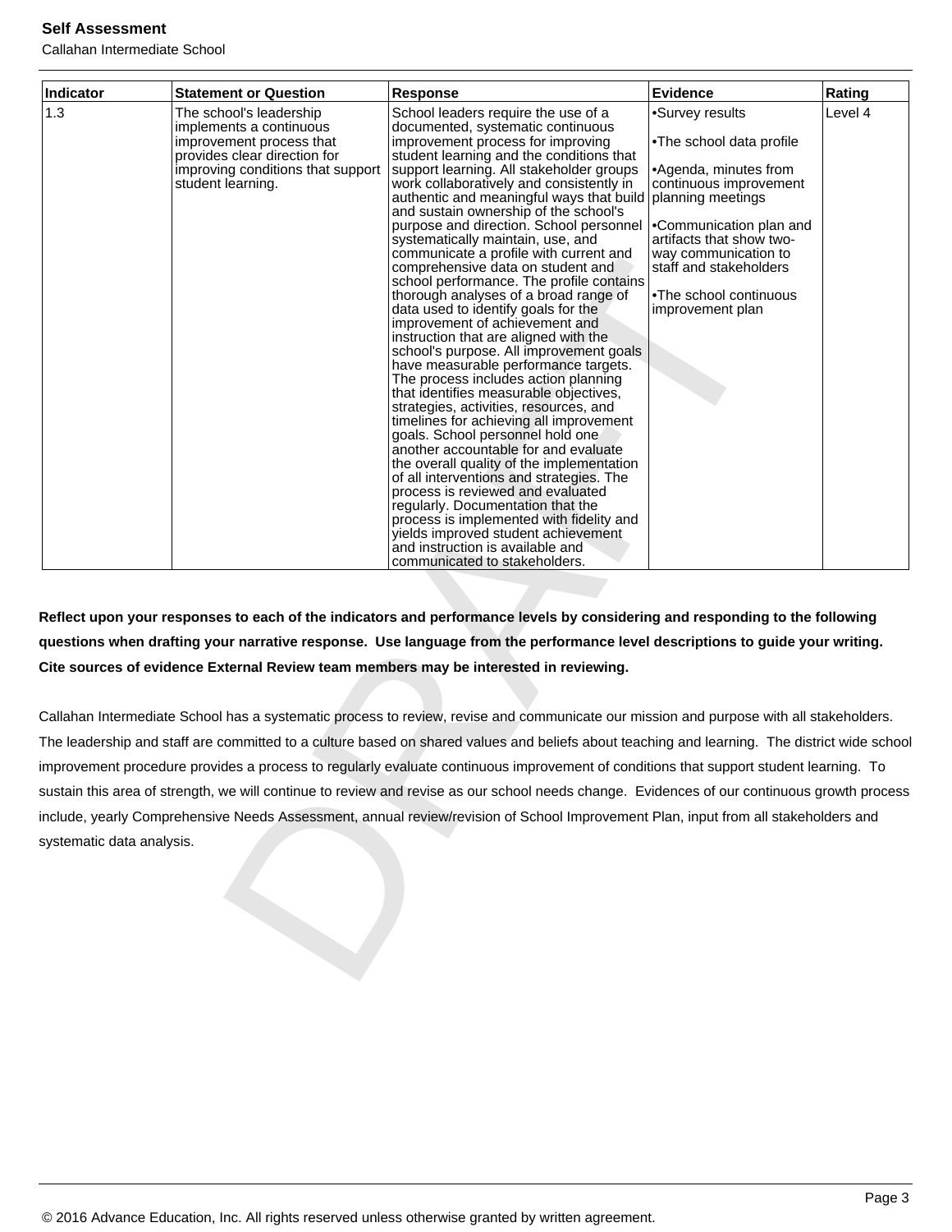| Indicator | Statement or Question | Response | Evidence | Rating |
|---|---|---|---|---|
| 1.3 | The school's leadership implements a continuous improvement process that provides clear direction for improving conditions that support student learning. | School leaders require the use of a documented, systematic continuous improvement process for improving student learning and the conditions that support learning. All stakeholder groups work collaboratively and consistently in authentic and meaningful ways that build and sustain ownership of the school's purpose and direction. School personnel systematically maintain, use, and communicate a profile with current and comprehensive data on student and school performance. The profile contains thorough analyses of a broad range of data used to identify goals for the improvement of achievement and instruction that are aligned with the school's purpose. All improvement goals have measurable performance targets. The process includes action planning that identifies measurable objectives, strategies, activities, resources, and timelines for achieving all improvement goals. School personnel hold one another accountable for and evaluate the overall quality of the implementation of all interventions and strategies. The process is reviewed and evaluated regularly. Documentation that the process is implemented with fidelity and yields improved student achievement and instruction is available and communicated to stakeholders. | •Survey results<br><br>•The school data profile<br><br>•Agenda, minutes from continuous improvement planning meetings<br><br>•Communication plan and artifacts that show two-way communication to staff and stakeholders<br><br>•The school continuous improvement plan | Level 4 |

**Reflect upon your responses to each of the indicators and performance levels by considering and responding to the following questions when drafting your narrative response. Use language from the performance level descriptions to guide your writing. Cite sources of evidence External Review team members may be interested in reviewing.**

Callahan Intermediate School has a systematic process to review, revise and communicate our mission and purpose with all stakeholders. The leadership and staff are committed to a culture based on shared values and beliefs about teaching and learning. The district wide school improvement procedure provides a process to regularly evaluate continuous improvement of conditions that support student learning. To sustain this area of strength, we will continue to review and revise as our school needs change. Evidences of our continuous growth process include, yearly Comprehensive Needs Assessment, annual review/revision of School Improvement Plan, input from all stakeholders and systematic data analysis.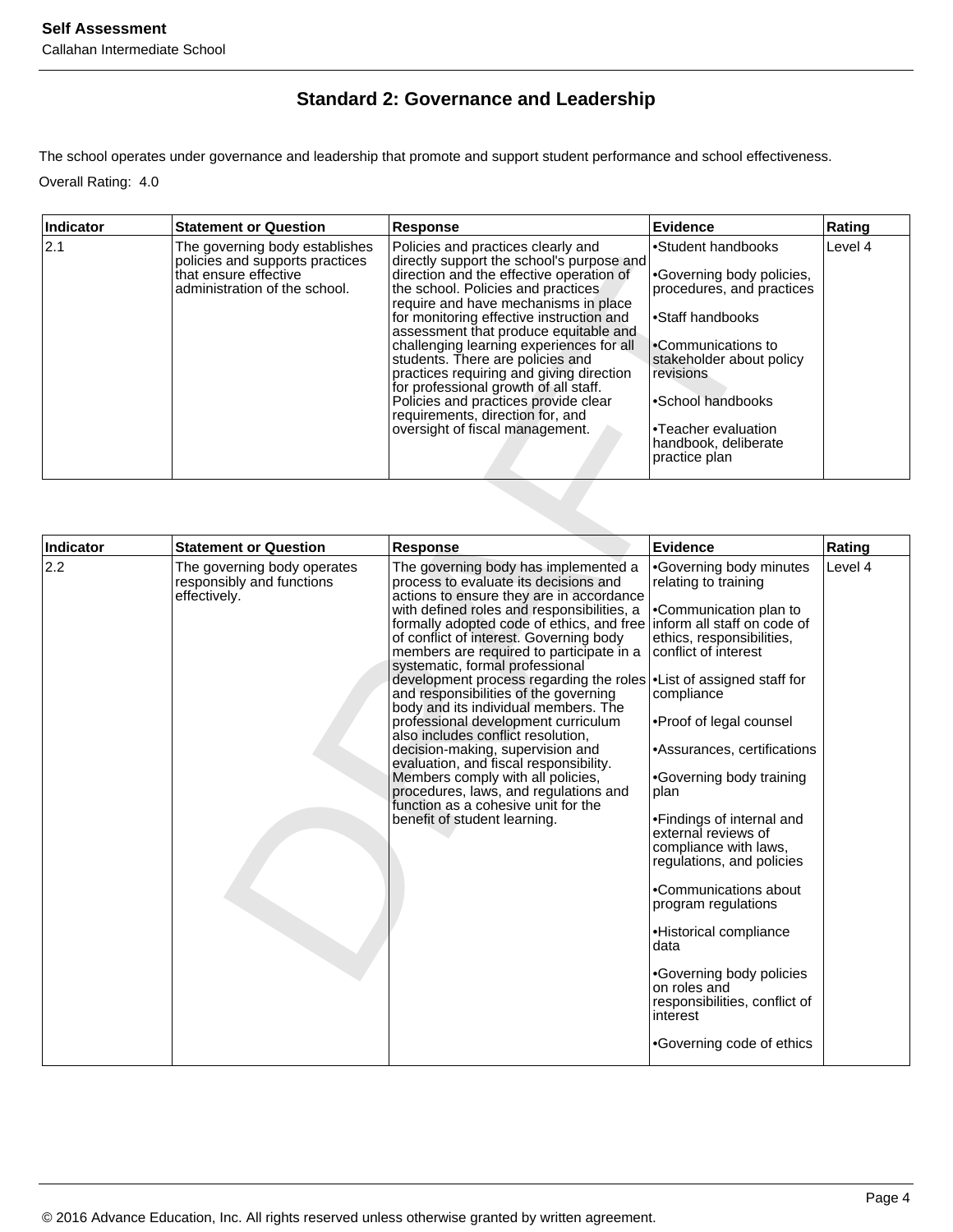## Standard 2: Governance and Leadership

The school operates under governance and leadership that promote and support student performance and school effectiveness.

Overall Rating: 4.0

| Indicator | Statement or Question | Response | Evidence | Rating |
|---|---|---|---|---|
| 2.1 | The governing body establishes policies and supports practices that ensure effective administration of the school. | Policies and practices clearly and directly support the school's purpose and direction and the effective operation of the school. Policies and practices require and have mechanisms in place for monitoring effective instruction and assessment that produce equitable and challenging learning experiences for all students. There are policies and practices requiring and giving direction for professional growth of all staff. Policies and practices provide clear requirements, direction for, and oversight of fiscal management. | •Student handbooks<br><br>•Governing body policies, procedures, and practices<br><br>•Staff handbooks<br><br>•Communications to stakeholder about policy revisions<br><br>•School handbooks<br><br>•Teacher evaluation handbook, deliberate practice plan | Level 4 |

| Indicator | Statement or Question | Response | Evidence | Rating |
|---|---|---|---|---|
| 2.2 | The governing body operates responsibly and functions effectively. | The governing body has implemented a process to evaluate its decisions and actions to ensure they are in accordance with defined roles and responsibilities, a formally adopted code of ethics, and free of conflict of interest. Governing body members are required to participate in a systematic, formal professional development process regarding the roles and responsibilities of the governing body and its individual members. The professional development curriculum also includes conflict resolution, decision-making, supervision and evaluation, and fiscal responsibility. Members comply with all policies, procedures, laws, and regulations and function as a cohesive unit for the benefit of student learning. | •Governing body minutes relating to training<br><br>•Communication plan to inform all staff on code of ethics, responsibilities, conflict of interest<br><br>•List of assigned staff for compliance<br><br>•Proof of legal counsel<br><br>•Assurances, certifications<br><br>•Governing body training plan<br><br>•Findings of internal and external reviews of compliance with laws, regulations, and policies<br><br>•Communications about program regulations<br><br>•Historical compliance data<br><br>•Governing body policies on roles and responsibilities, conflict of interest<br><br>•Governing code of ethics | Level 4 |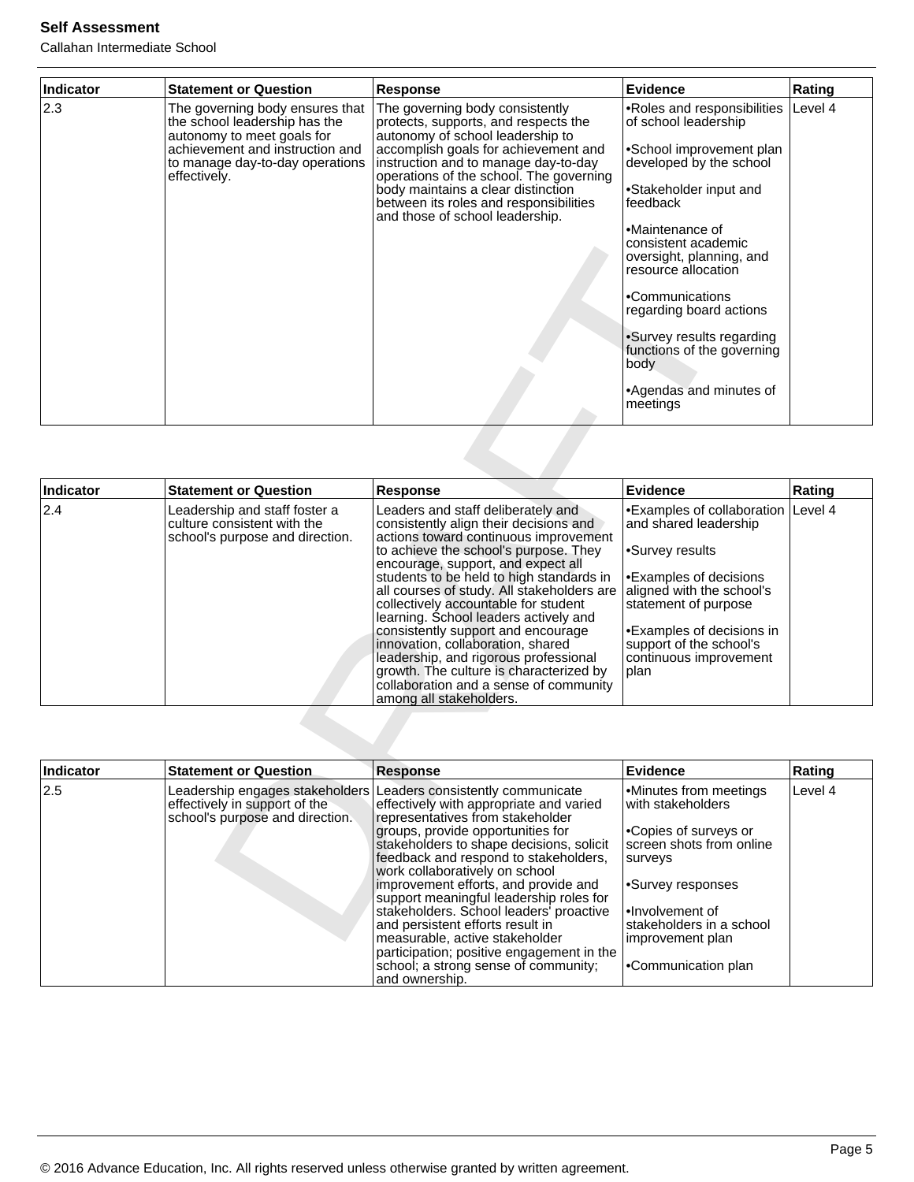| Indicator | Statement or Question | Response | Evidence | Rating |
|---|---|---|---|---|
| 2.3 | The governing body ensures that the school leadership has the autonomy to meet goals for achievement and instruction and to manage day-to-day operations effectively. | The governing body consistently protects, supports, and respects the autonomy of school leadership to accomplish goals for achievement and instruction and to manage day-to-day operations of the school. The governing body maintains a clear distinction between its roles and responsibilities and those of school leadership. | •Roles and responsibilities of school leadership<br><br>•School improvement plan developed by the school<br><br>•Stakeholder input and feedback<br><br>•Maintenance of consistent academic oversight, planning, and resource allocation<br><br>•Communications regarding board actions<br><br>•Survey results regarding functions of the governing body<br><br>•Agendas and minutes of meetings | Level 4 |

| Indicator | Statement or Question | Response | Evidence | Rating |
|---|---|---|---|---|
| 2.4 | Leadership and staff foster a culture consistent with the school's purpose and direction. | Leaders and staff deliberately and consistently align their decisions and actions toward continuous improvement to achieve the school's purpose. They encourage, support, and expect all students to be held to high standards in all courses of study. All stakeholders are collectively accountable for student learning. School leaders actively and consistently support and encourage innovation, collaboration, shared leadership, and rigorous professional growth. The culture is characterized by collaboration and a sense of community among all stakeholders. | •Examples of collaboration and shared leadership<br><br>•Survey results<br><br>•Examples of decisions aligned with the school's statement of purpose<br><br>•Examples of decisions in support of the school's continuous improvement plan | Level 4 |

| Indicator | Statement or Question | Response | Evidence | Rating |
|---|---|---|---|---|
| 2.5 | Leadership engages stakeholders effectively in support of the school's purpose and direction. | Leaders consistently communicate effectively with appropriate and varied representatives from stakeholder groups, provide opportunities for stakeholders to shape decisions, solicit feedback and respond to stakeholders, work collaboratively on school improvement efforts, and provide and support meaningful leadership roles for stakeholders. School leaders' proactive and persistent efforts result in measurable, active stakeholder participation; positive engagement in the school; a strong sense of community; and ownership. | •Minutes from meetings with stakeholders<br><br>•Copies of surveys or screen shots from online surveys<br><br>•Survey responses<br><br>•Involvement of stakeholders in a school improvement plan<br><br>•Communication plan | Level 4 |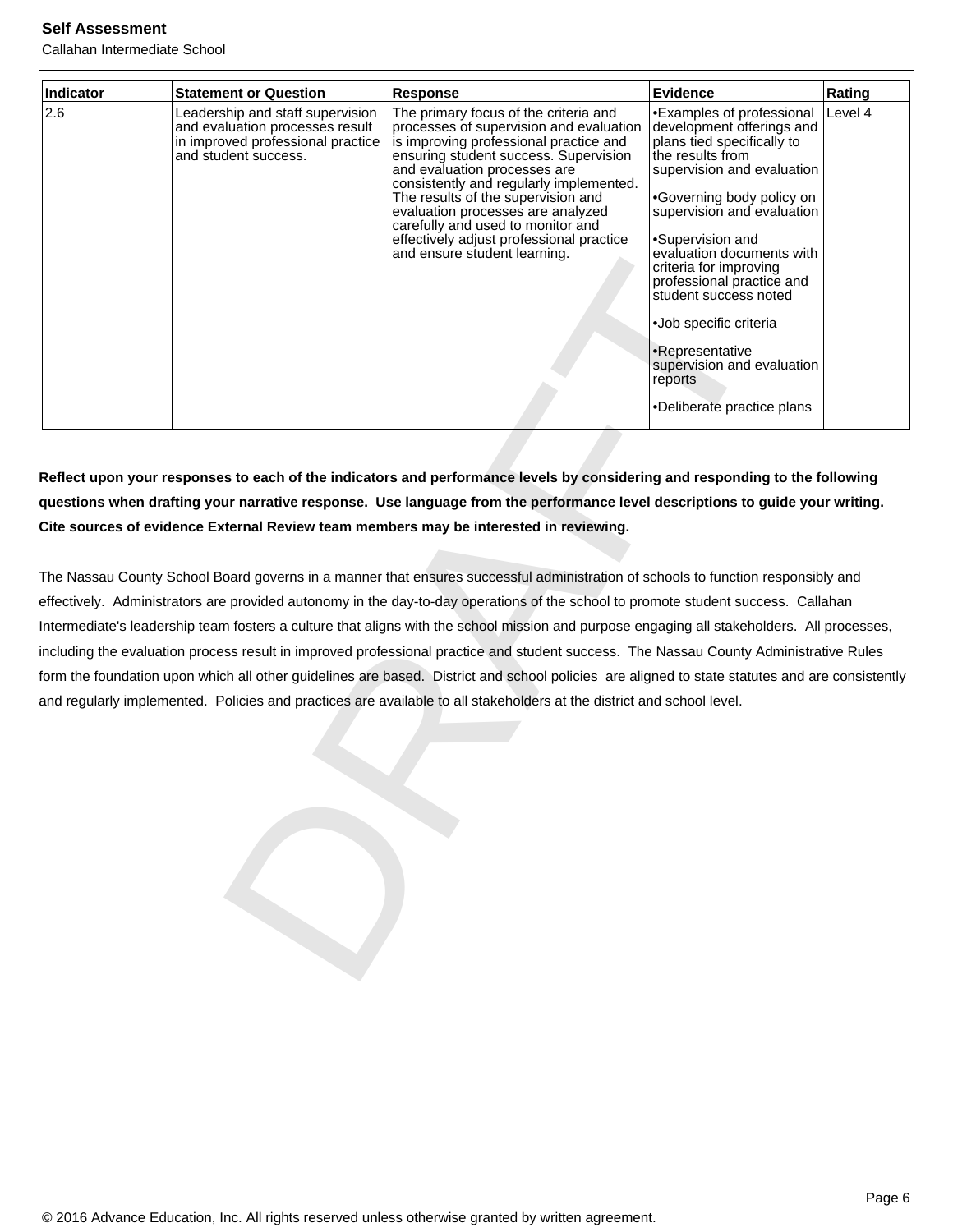| Indicator | Statement or Question | Response | Evidence | Rating |
| --- | --- | --- | --- | --- |
| 2.6 | Leadership and staff supervision and evaluation processes result in improved professional practice and student success. | The primary focus of the criteria and processes of supervision and evaluation is improving professional practice and ensuring student success. Supervision and evaluation processes are consistently and regularly implemented. The results of the supervision and evaluation processes are analyzed carefully and used to monitor and effectively adjust professional practice and ensure student learning. | •Examples of professional development offerings and plans tied specifically to the results from supervision and evaluation<br><br>•Governing body policy on supervision and evaluation<br><br>•Supervision and evaluation documents with criteria for improving professional practice and student success noted<br><br>•Job specific criteria<br><br>•Representative supervision and evaluation reports<br><br>•Deliberate practice plans | Level 4 |

**Reflect upon your responses to each of the indicators and performance levels by considering and responding to the following questions when drafting your narrative response. Use language from the performance level descriptions to guide your writing. Cite sources of evidence External Review team members may be interested in reviewing.**

The Nassau County School Board governs in a manner that ensures successful administration of schools to function responsibly and effectively. Administrators are provided autonomy in the day-to-day operations of the school to promote student success. Callahan Intermediate's leadership team fosters a culture that aligns with the school mission and purpose engaging all stakeholders. All processes, including the evaluation process result in improved professional practice and student success. The Nassau County Administrative Rules form the foundation upon which all other guidelines are based. District and school policies are aligned to state statutes and are consistently and regularly implemented. Policies and practices are available to all stakeholders at the district and school level.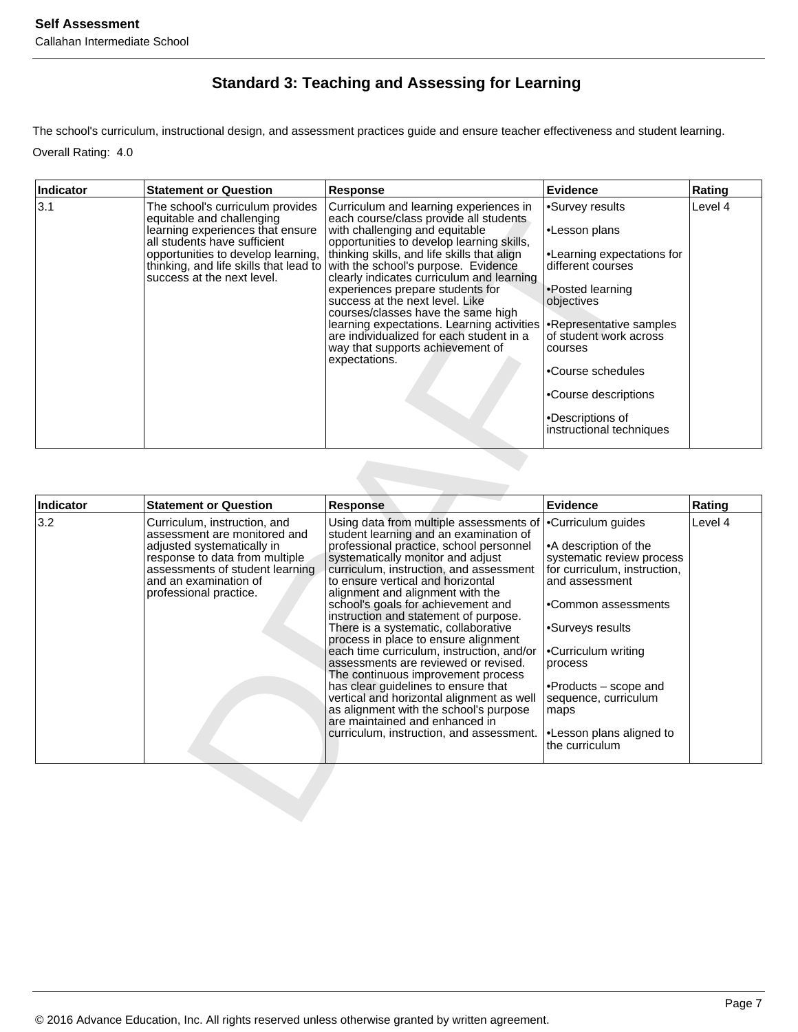## Standard 3: Teaching and Assessing for Learning

The school's curriculum, instructional design, and assessment practices guide and ensure teacher effectiveness and student learning.

Overall Rating: 4.0

| Indicator | Statement or Question | Response | Evidence | Rating |
|---|---|---|---|---|
| 3.1 | The school's curriculum provides equitable and challenging learning experiences that ensure all students have sufficient opportunities to develop learning, thinking, and life skills that lead to success at the next level. | Curriculum and learning experiences in each course/class provide all students with challenging and equitable opportunities to develop learning skills, thinking skills, and life skills that align with the school's purpose. Evidence clearly indicates curriculum and learning experiences prepare students for success at the next level. Like courses/classes have the same high learning expectations. Learning activities are individualized for each student in a way that supports achievement of expectations. | •Survey results<br><br>•Lesson plans<br><br>•Learning expectations for different courses<br><br>•Posted learning objectives<br><br>•Representative samples of student work across courses<br><br>•Course schedules<br><br>•Course descriptions<br><br>•Descriptions of instructional techniques | Level 4 |

| Indicator | Statement or Question | Response | Evidence | Rating |
|---|---|---|---|---|
| 3.2 | Curriculum, instruction, and assessment are monitored and adjusted systematically in response to data from multiple assessments of student learning and an examination of professional practice. | Using data from multiple assessments of student learning and an examination of professional practice, school personnel systematically monitor and adjust curriculum, instruction, and assessment to ensure vertical and horizontal alignment and alignment with the school's goals for achievement and instruction and statement of purpose. There is a systematic, collaborative process in place to ensure alignment each time curriculum, instruction, and/or assessments are reviewed or revised. The continuous improvement process has clear guidelines to ensure that vertical and horizontal alignment as well as alignment with the school's purpose are maintained and enhanced in curriculum, instruction, and assessment. | •Curriculum guides<br><br>•A description of the systematic review process for curriculum, instruction, and assessment<br><br>•Common assessments<br><br>•Surveys results<br><br>•Curriculum writing process<br><br>•Products – scope and sequence, curriculum maps<br><br>•Lesson plans aligned to the curriculum | Level 4 |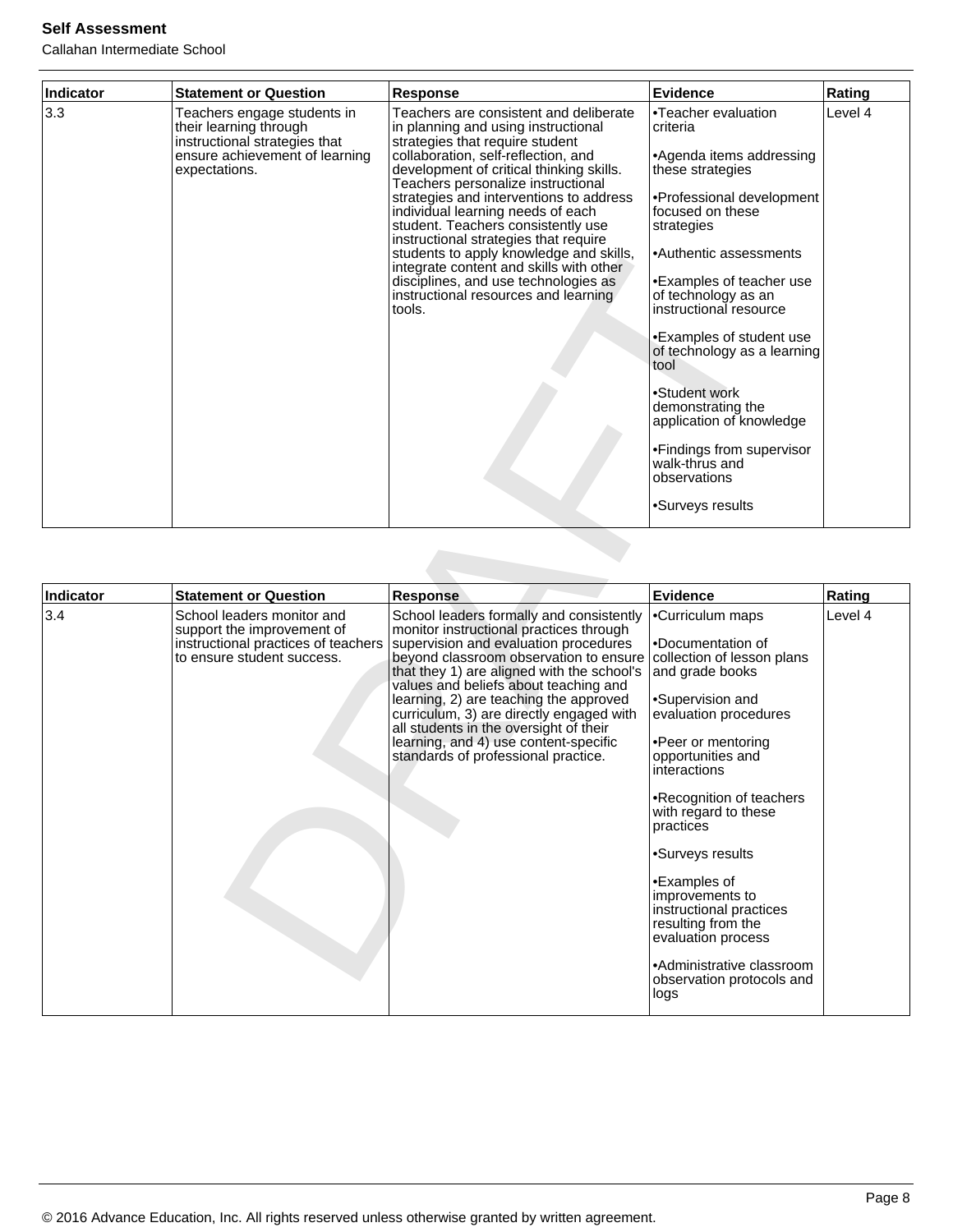| Indicator | Statement or Question | Response | Evidence | Rating |
|---|---|---|---|---|
| 3.3 | Teachers engage students in their learning through instructional strategies that ensure achievement of learning expectations. | Teachers are consistent and deliberate in planning and using instructional strategies that require student collaboration, self-reflection, and development of critical thinking skills. Teachers personalize instructional strategies and interventions to address individual learning needs of each student. Teachers consistently use instructional strategies that require students to apply knowledge and skills, integrate content and skills with other disciplines, and use technologies as instructional resources and learning tools. | •Teacher evaluation criteria<br><br>•Agenda items addressing these strategies<br><br>•Professional development focused on these strategies<br><br>•Authentic assessments<br><br>•Examples of teacher use of technology as an instructional resource<br><br>•Examples of student use of technology as a learning tool<br><br>•Student work demonstrating the application of knowledge<br><br>•Findings from supervisor walk-thrus and observations<br><br>•Surveys results | Level 4 |

| Indicator | Statement or Question | Response | Evidence | Rating |
|---|---|---|---|---|
| 3.4 | School leaders monitor and support the improvement of instructional practices of teachers to ensure student success. | School leaders formally and consistently monitor instructional practices through supervision and evaluation procedures beyond classroom observation to ensure that they 1) are aligned with the school's values and beliefs about teaching and learning, 2) are teaching the approved curriculum, 3) are directly engaged with all students in the oversight of their learning, and 4) use content-specific standards of professional practice. | •Curriculum maps<br><br>•Documentation of collection of lesson plans and grade books<br><br>•Supervision and evaluation procedures<br><br>•Peer or mentoring opportunities and interactions<br><br>•Recognition of teachers with regard to these practices<br><br>•Surveys results<br><br>•Examples of improvements to instructional practices resulting from the evaluation process<br><br>•Administrative classroom observation protocols and logs | Level 4 |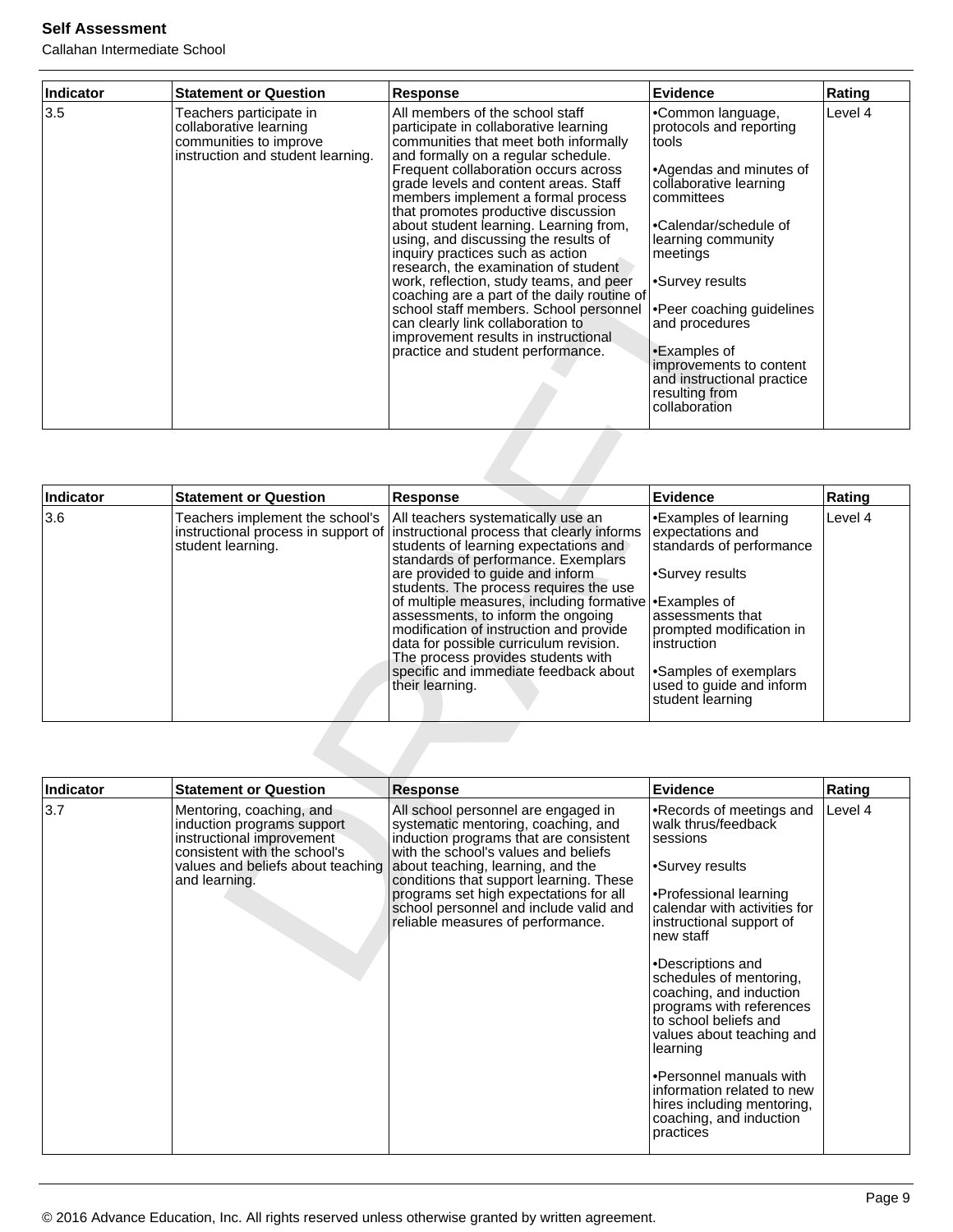| Indicator | Statement or Question | Response | Evidence | Rating |
|---|---|---|---|---|
| 3.5 | Teachers participate in collaborative learning communities to improve instruction and student learning. | All members of the school staff participate in collaborative learning communities that meet both informally and formally on a regular schedule. Frequent collaboration occurs across grade levels and content areas. Staff members implement a formal process that promotes productive discussion about student learning. Learning from, using, and discussing the results of inquiry practices such as action research, the examination of student work, reflection, study teams, and peer coaching are a part of the daily routine of school staff members. School personnel can clearly link collaboration to improvement results in instructional practice and student performance. | •Common language, protocols and reporting tools<br><br>•Agendas and minutes of collaborative learning committees<br><br>•Calendar/schedule of learning community meetings<br><br>•Survey results<br><br>•Peer coaching guidelines and procedures<br><br>•Examples of improvements to content and instructional practice resulting from collaboration | Level 4 |

| Indicator | Statement or Question | Response | Evidence | Rating |
|---|---|---|---|---|
| 3.6 | Teachers implement the school's instructional process in support of student learning. | All teachers systematically use an instructional process that clearly informs students of learning expectations and standards of performance. Exemplars are provided to guide and inform students. The process requires the use of multiple measures, including formative assessments, to inform the ongoing modification of instruction and provide data for possible curriculum revision. The process provides students with specific and immediate feedback about their learning. | •Examples of learning expectations and standards of performance<br><br>•Survey results<br><br>•Examples of assessments that prompted modification in instruction<br><br>•Samples of exemplars used to guide and inform student learning | Level 4 |

| Indicator | Statement or Question | Response | Evidence | Rating |
|---|---|---|---|---|
| 3.7 | Mentoring, coaching, and induction programs support instructional improvement consistent with the school's values and beliefs about teaching and learning. | All school personnel are engaged in systematic mentoring, coaching, and induction programs that are consistent with the school's values and beliefs about teaching, learning, and the conditions that support learning. These programs set high expectations for all school personnel and include valid and reliable measures of performance. | •Records of meetings and walk thrus/feedback sessions<br><br>•Survey results<br><br>•Professional learning calendar with activities for instructional support of new staff<br><br>•Descriptions and schedules of mentoring, coaching, and induction programs with references to school beliefs and values about teaching and learning<br><br>•Personnel manuals with information related to new hires including mentoring, coaching, and induction practices | Level 4 |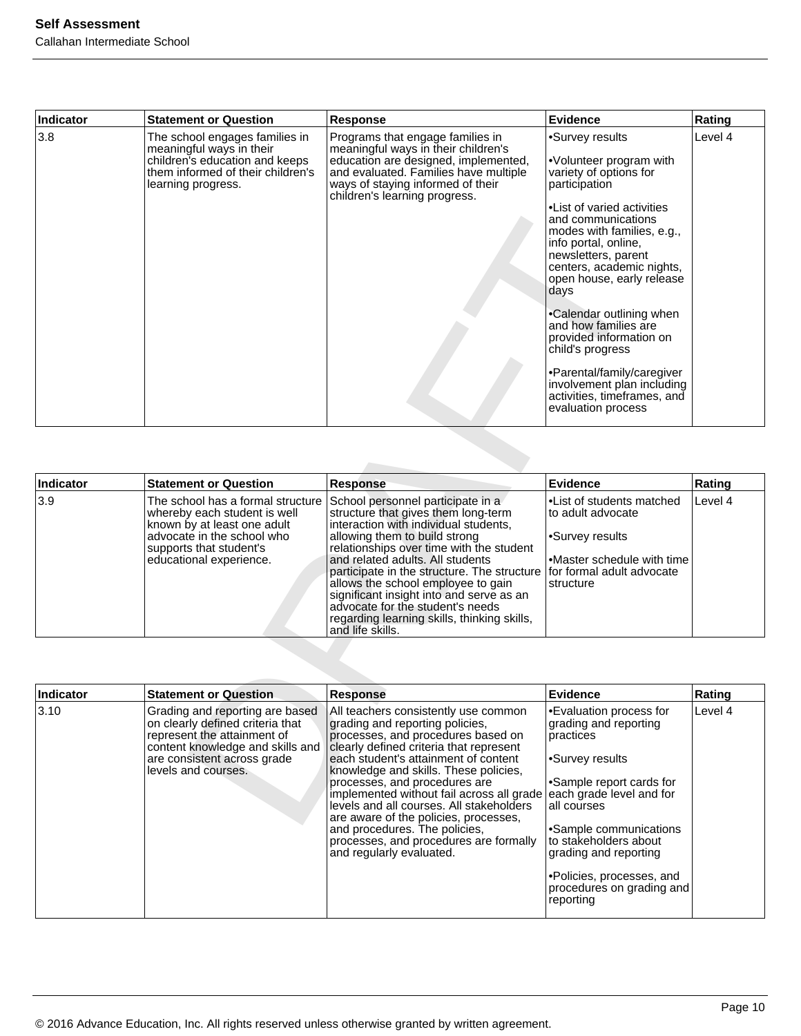| Indicator | Statement or Question | Response | Evidence | Rating |
|---|---|---|---|---|
| 3.8 | The school engages families in meaningful ways in their children's education and keeps them informed of their children's learning progress. | Programs that engage families in meaningful ways in their children's education are designed, implemented, and evaluated. Families have multiple ways of staying informed of their children's learning progress. | •Survey results<br><br>•Volunteer program with variety of options for participation<br><br>•List of varied activities and communications modes with families, e.g., info portal, online, newsletters, parent centers, academic nights, open house, early release days<br><br>•Calendar outlining when and how families are provided information on child's progress<br><br>•Parental/family/caregiver involvement plan including activities, timeframes, and evaluation process | Level 4 |

| Indicator | Statement or Question | Response | Evidence | Rating |
|---|---|---|---|---|
| 3.9 | The school has a formal structure whereby each student is well known by at least one adult advocate in the school who supports that student's educational experience. | School personnel participate in a structure that gives them long-term interaction with individual students, allowing them to build strong relationships over time with the student and related adults. All students participate in the structure. The structure allows the school employee to gain significant insight into and serve as an advocate for the student's needs regarding learning skills, thinking skills, and life skills. | •List of students matched to adult advocate<br><br>•Survey results<br><br>•Master schedule with time for formal adult advocate structure | Level 4 |

| Indicator | Statement or Question | Response | Evidence | Rating |
|---|---|---|---|---|
| 3.10 | Grading and reporting are based on clearly defined criteria that represent the attainment of content knowledge and skills and are consistent across grade levels and courses. | All teachers consistently use common grading and reporting policies, processes, and procedures based on clearly defined criteria that represent each student's attainment of content knowledge and skills. These policies, processes, and procedures are implemented without fail across all grade levels and all courses. All stakeholders are aware of the policies, processes, and procedures. The policies, processes, and procedures are formally and regularly evaluated. | •Evaluation process for grading and reporting practices<br><br>•Survey results<br><br>•Sample report cards for each grade level and for all courses<br><br>•Sample communications to stakeholders about grading and reporting<br><br>•Policies, processes, and procedures on grading and reporting | Level 4 |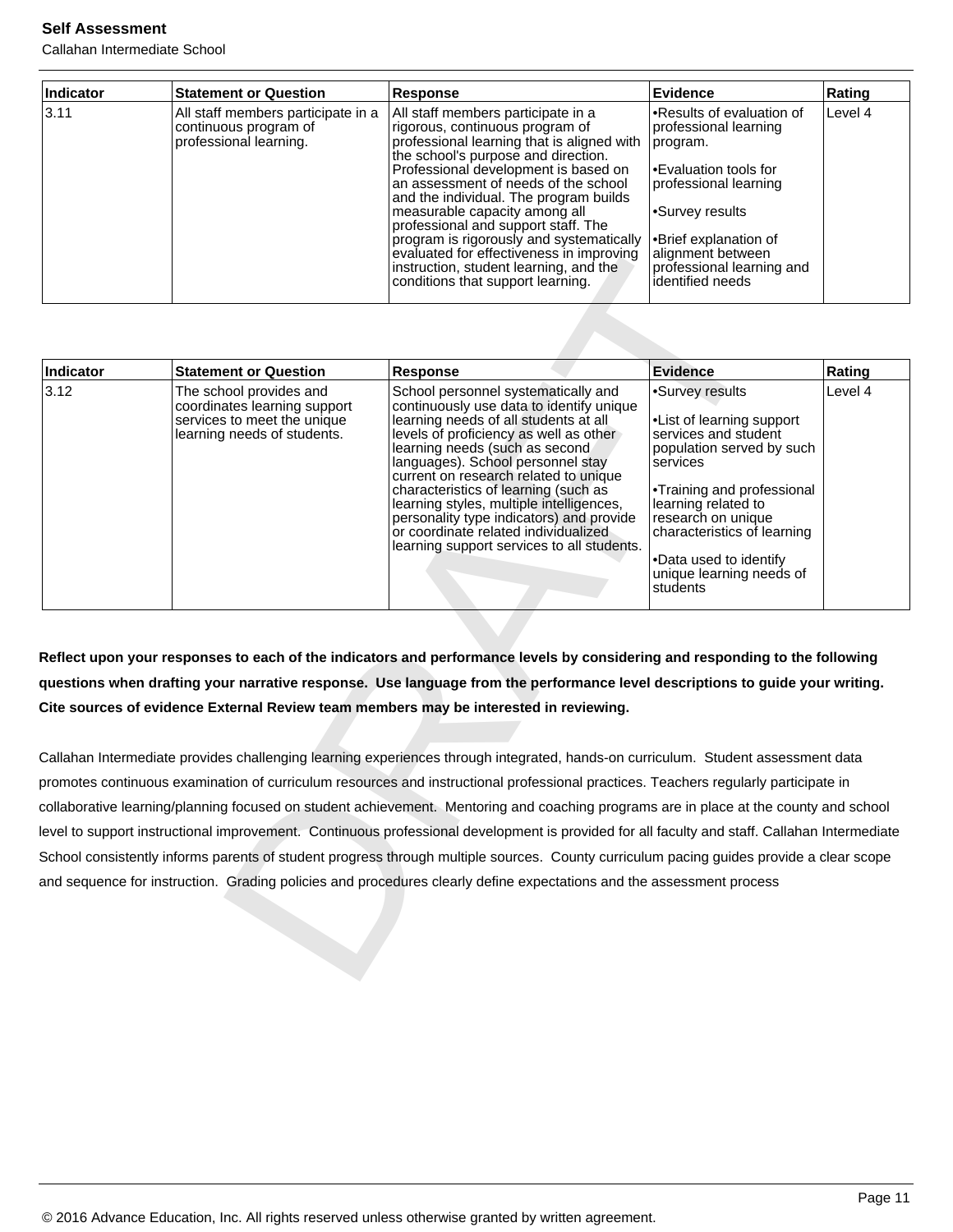| Indicator | Statement or Question | Response | Evidence | Rating |
|---|---|---|---|---|
| 3.11 | All staff members participate in a continuous program of professional learning. | All staff members participate in a rigorous, continuous program of professional learning that is aligned with the school's purpose and direction. Professional development is based on an assessment of needs of the school and the individual. The program builds measurable capacity among all professional and support staff. The program is rigorously and systematically evaluated for effectiveness in improving instruction, student learning, and the conditions that support learning. | •Results of evaluation of professional learning program.<br><br>•Evaluation tools for professional learning<br><br>•Survey results<br><br>•Brief explanation of alignment between professional learning and identified needs | Level 4 |

| Indicator | Statement or Question | Response | Evidence | Rating |
|---|---|---|---|---|
| 3.12 | The school provides and coordinates learning support services to meet the unique learning needs of students. | School personnel systematically and continuously use data to identify unique learning needs of all students at all levels of proficiency as well as other learning needs (such as second languages). School personnel stay current on research related to unique characteristics of learning (such as learning styles, multiple intelligences, personality type indicators) and provide or coordinate related individualized learning support services to all students. | •Survey results<br><br>•List of learning support services and student population served by such services<br><br>•Training and professional learning related to research on unique characteristics of learning<br><br>•Data used to identify unique learning needs of students | Level 4 |

**Reflect upon your responses to each of the indicators and performance levels by considering and responding to the following questions when drafting your narrative response. Use language from the performance level descriptions to guide your writing. Cite sources of evidence External Review team members may be interested in reviewing.**

Callahan Intermediate provides challenging learning experiences through integrated, hands-on curriculum. Student assessment data promotes continuous examination of curriculum resources and instructional professional practices. Teachers regularly participate in collaborative learning/planning focused on student achievement. Mentoring and coaching programs are in place at the county and school level to support instructional improvement. Continuous professional development is provided for all faculty and staff. Callahan Intermediate School consistently informs parents of student progress through multiple sources. County curriculum pacing guides provide a clear scope and sequence for instruction. Grading policies and procedures clearly define expectations and the assessment process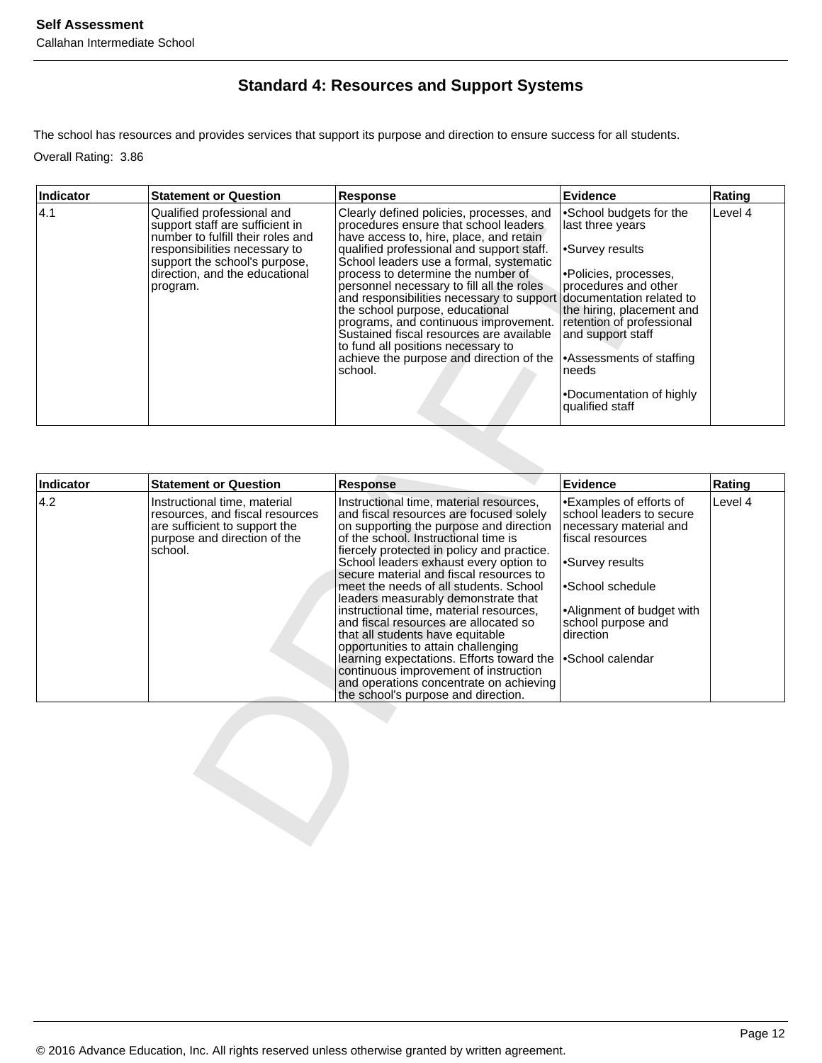## Standard 4: Resources and Support Systems

The school has resources and provides services that support its purpose and direction to ensure success for all students.

Overall Rating: 3.86

| Indicator | Statement or Question | Response | Evidence | Rating |
|---|---|---|---|---|
| 4.1 | Qualified professional and support staff are sufficient in number to fulfill their roles and responsibilities necessary to support the school's purpose, direction, and the educational program. | Clearly defined policies, processes, and procedures ensure that school leaders have access to, hire, place, and retain qualified professional and support staff. School leaders use a formal, systematic process to determine the number of personnel necessary to fill all the roles and responsibilities necessary to support the school purpose, educational programs, and continuous improvement. Sustained fiscal resources are available to fund all positions necessary to achieve the purpose and direction of the school. | •School budgets for the last three years<br><br>•Survey results<br><br>•Policies, processes, procedures and other documentation related to the hiring, placement and retention of professional and support staff<br><br>•Assessments of staffing needs<br><br>•Documentation of highly qualified staff | Level 4 |

| Indicator | Statement or Question | Response | Evidence | Rating |
|---|---|---|---|---|
| 4.2 | Instructional time, material resources, and fiscal resources are sufficient to support the purpose and direction of the school. | Instructional time, material resources, and fiscal resources are focused solely on supporting the purpose and direction of the school. Instructional time is fiercely protected in policy and practice. School leaders exhaust every option to secure material and fiscal resources to meet the needs of all students. School leaders measurably demonstrate that instructional time, material resources, and fiscal resources are allocated so that all students have equitable opportunities to attain challenging learning expectations. Efforts toward the continuous improvement of instruction and operations concentrate on achieving the school's purpose and direction. | •Examples of efforts of school leaders to secure necessary material and fiscal resources<br><br>•Survey results<br><br>•School schedule<br><br>•Alignment of budget with school purpose and direction<br><br>•School calendar | Level 4 |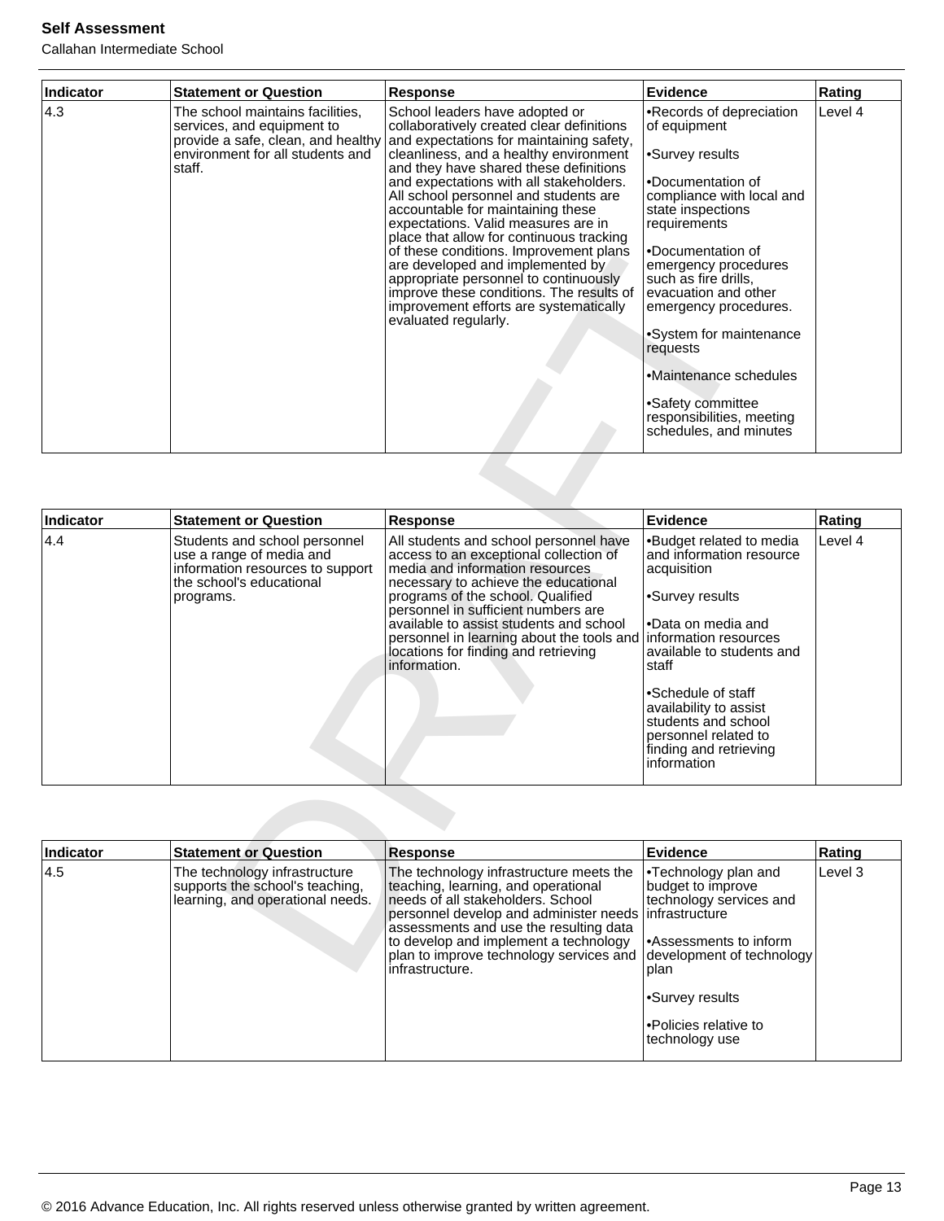| Indicator | Statement or Question | Response | Evidence | Rating |
|---|---|---|---|---|
| 4.3 | The school maintains facilities, services, and equipment to provide a safe, clean, and healthy environment for all students and staff. | School leaders have adopted or collaboratively created clear definitions and expectations for maintaining safety, cleanliness, and a healthy environment and they have shared these definitions and expectations with all stakeholders. All school personnel and students are accountable for maintaining these expectations. Valid measures are in place that allow for continuous tracking of these conditions. Improvement plans are developed and implemented by appropriate personnel to continuously improve these conditions. The results of improvement efforts are systematically evaluated regularly. | •Records of depreciation of equipment<br><br>•Survey results<br><br>•Documentation of compliance with local and state inspections requirements<br><br>•Documentation of emergency procedures such as fire drills, evacuation and other emergency procedures.<br><br>•System for maintenance requests<br><br>•Maintenance schedules<br><br>•Safety committee responsibilities, meeting schedules, and minutes | Level 4 |

| Indicator | Statement or Question | Response | Evidence | Rating |
|---|---|---|---|---|
| 4.4 | Students and school personnel use a range of media and information resources to support the school's educational programs. | All students and school personnel have access to an exceptional collection of media and information resources necessary to achieve the educational programs of the school. Qualified personnel in sufficient numbers are available to assist students and school personnel in learning about the tools and locations for finding and retrieving information. | •Budget related to media and information resource acquisition<br><br>•Survey results<br><br>•Data on media and information resources available to students and staff<br><br>•Schedule of staff availability to assist students and school personnel related to finding and retrieving information | Level 4 |

| Indicator | Statement or Question | Response | Evidence | Rating |
|---|---|---|---|---|
| 4.5 | The technology infrastructure supports the school's teaching, learning, and operational needs. | The technology infrastructure meets the teaching, learning, and operational needs of all stakeholders. School personnel develop and administer needs assessments and use the resulting data to develop and implement a technology plan to improve technology services and infrastructure. | •Technology plan and budget to improve technology services and infrastructure<br><br>•Assessments to inform development of technology plan<br><br>•Survey results<br><br>•Policies relative to technology use | Level 3 |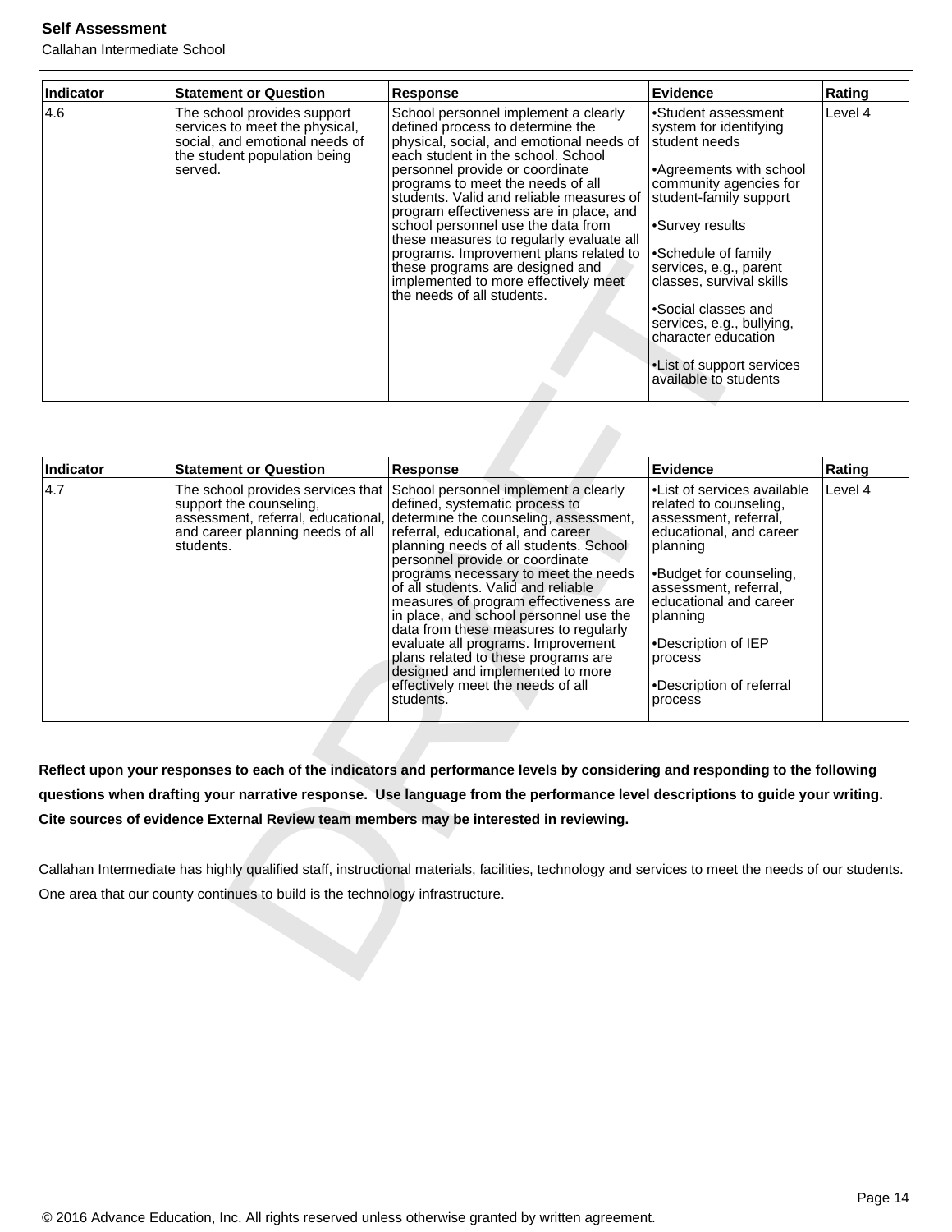| Indicator | Statement or Question | Response | Evidence | Rating |
| --- | --- | --- | --- | --- |
| 4.6 | The school provides support services to meet the physical, social, and emotional needs of the student population being served. | School personnel implement a clearly defined process to determine the physical, social, and emotional needs of each student in the school. School personnel provide or coordinate programs to meet the needs of all students. Valid and reliable measures of program effectiveness are in place, and school personnel use the data from these measures to regularly evaluate all programs. Improvement plans related to these programs are designed and implemented to more effectively meet the needs of all students. | •Student assessment system for identifying student needs<br><br>•Agreements with school community agencies for student-family support<br><br>•Survey results<br><br>•Schedule of family services, e.g., parent classes, survival skills<br><br>•Social classes and services, e.g., bullying, character education<br><br>•List of support services available to students | Level 4 |

| Indicator | Statement or Question | Response | Evidence | Rating |
| --- | --- | --- | --- | --- |
| 4.7 | The school provides services that support the counseling, assessment, referral, educational, and career planning needs of all students. | School personnel implement a clearly defined, systematic process to determine the counseling, assessment, referral, educational, and career planning needs of all students. School personnel provide or coordinate programs necessary to meet the needs of all students. Valid and reliable measures of program effectiveness are in place, and school personnel use the data from these measures to regularly evaluate all programs. Improvement plans related to these programs are designed and implemented to more effectively meet the needs of all students. | •List of services available related to counseling, assessment, referral, educational, and career planning<br><br>•Budget for counseling, assessment, referral, educational and career planning<br><br>•Description of IEP process<br><br>•Description of referral process | Level 4 |

**Reflect upon your responses to each of the indicators and performance levels by considering and responding to the following questions when drafting your narrative response. Use language from the performance level descriptions to guide your writing. Cite sources of evidence External Review team members may be interested in reviewing.**

Callahan Intermediate has highly qualified staff, instructional materials, facilities, technology and services to meet the needs of our students. One area that our county continues to build is the technology infrastructure.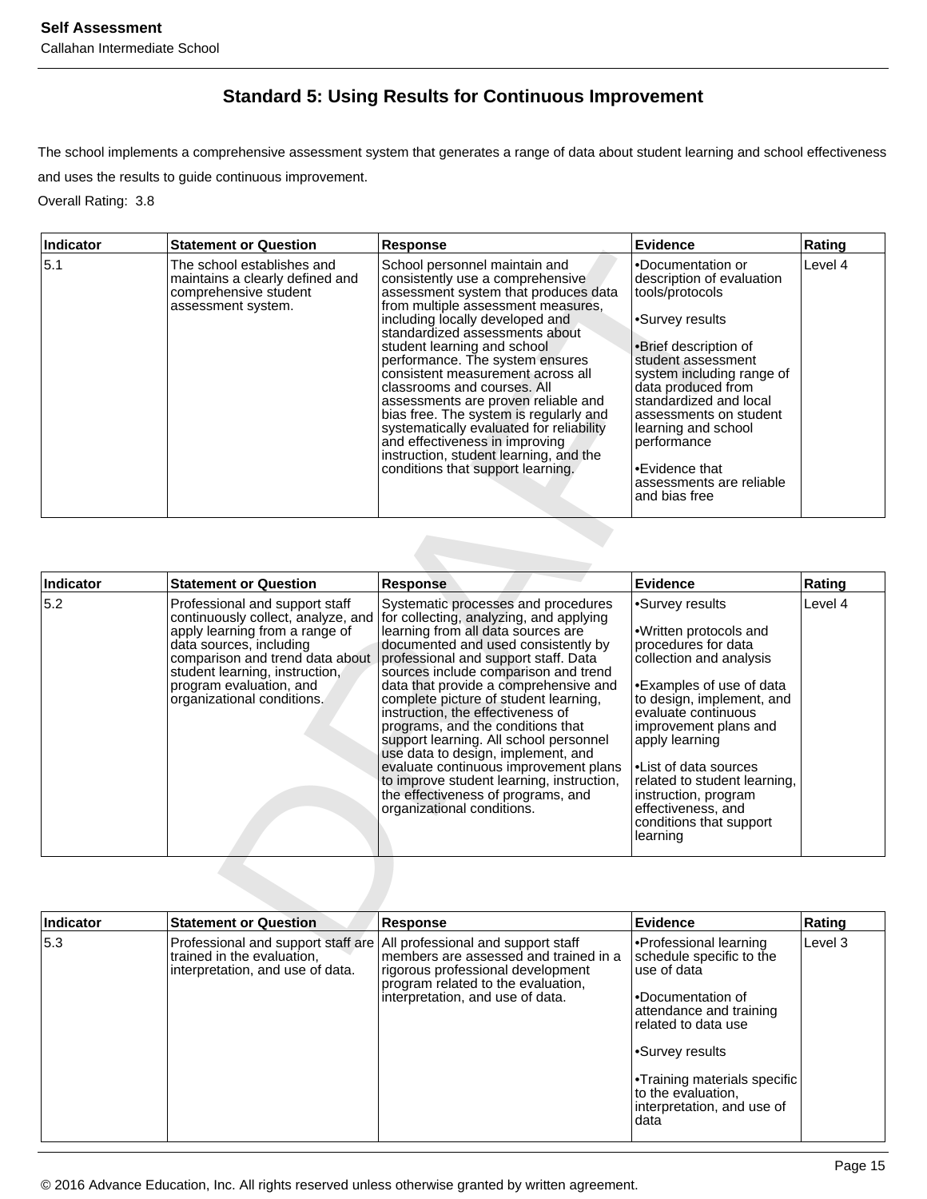## Standard 5: Using Results for Continuous Improvement

The school implements a comprehensive assessment system that generates a range of data about student learning and school effectiveness and uses the results to guide continuous improvement.

Overall Rating: 3.8

| Indicator | Statement or Question | Response | Evidence | Rating |
|---|---|---|---|---|
| 5.1 | The school establishes and maintains a clearly defined and comprehensive student assessment system. | School personnel maintain and consistently use a comprehensive assessment system that produces data from multiple assessment measures, including locally developed and standardized assessments about student learning and school performance. The system ensures consistent measurement across all classrooms and courses. All assessments are proven reliable and bias free. The system is regularly and systematically evaluated for reliability and effectiveness in improving instruction, student learning, and the conditions that support learning. | •Documentation or description of evaluation tools/protocols<br><br>•Survey results<br><br>•Brief description of student assessment system including range of data produced from standardized and local assessments on student learning and school performance<br><br>•Evidence that assessments are reliable and bias free | Level 4 |

| Indicator | Statement or Question | Response | Evidence | Rating |
|---|---|---|---|---|
| 5.2 | Professional and support staff continuously collect, analyze, and apply learning from a range of data sources, including comparison and trend data about student learning, instruction, program evaluation, and organizational conditions. | Systematic processes and procedures for collecting, analyzing, and applying learning from all data sources are documented and used consistently by professional and support staff. Data sources include comparison and trend data that provide a comprehensive and complete picture of student learning, instruction, the effectiveness of programs, and the conditions that support learning. All school personnel use data to design, implement, and evaluate continuous improvement plans to improve student learning, instruction, the effectiveness of programs, and organizational conditions. | •Survey results<br><br>•Written protocols and procedures for data collection and analysis<br><br>•Examples of use of data to design, implement, and evaluate continuous improvement plans and apply learning<br><br>•List of data sources related to student learning, instruction, program effectiveness, and conditions that support learning | Level 4 |

| Indicator | Statement or Question | Response | Evidence | Rating |
|---|---|---|---|---|
| 5.3 | Professional and support staff are trained in the evaluation, interpretation, and use of data. | All professional and support staff members are assessed and trained in a rigorous professional development program related to the evaluation, interpretation, and use of data. | •Professional learning schedule specific to the use of data<br><br>•Documentation of attendance and training related to data use<br><br>•Survey results<br><br>•Training materials specific to the evaluation, interpretation, and use of data | Level 3 |

© 2016 Advance Education, Inc. All rights reserved unless otherwise granted by written agreement.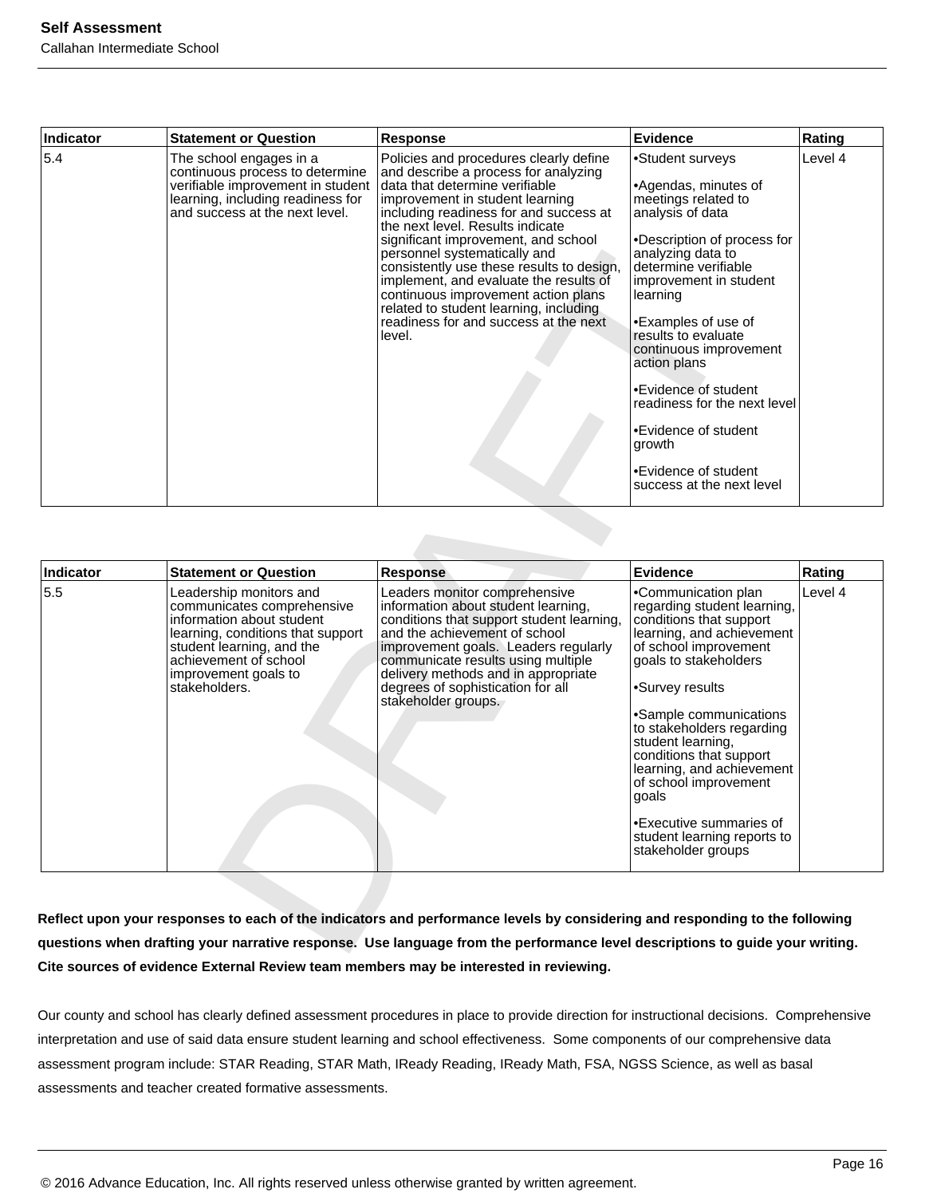| Indicator | Statement or Question | Response | Evidence | Rating |
| --- | --- | --- | --- | --- |
| 5.4 | The school engages in a continuous process to determine verifiable improvement in student learning, including readiness for and success at the next level. | Policies and procedures clearly define and describe a process for analyzing data that determine verifiable improvement in student learning including readiness for and success at the next level. Results indicate significant improvement, and school personnel systematically and consistently use these results to design, implement, and evaluate the results of continuous improvement action plans related to student learning, including readiness for and success at the next level. | •Student surveys<br><br>•Agendas, minutes of meetings related to analysis of data<br><br>•Description of process for analyzing data to determine verifiable improvement in student learning<br><br>•Examples of use of results to evaluate continuous improvement action plans<br><br>•Evidence of student readiness for the next level<br><br>•Evidence of student growth<br><br>•Evidence of student success at the next level | Level 4 |

| Indicator | Statement or Question | Response | Evidence | Rating |
| --- | --- | --- | --- | --- |
| 5.5 | Leadership monitors and communicates comprehensive information about student learning, conditions that support student learning, and the achievement of school improvement goals to stakeholders. | Leaders monitor comprehensive information about student learning, conditions that support student learning, and the achievement of school improvement goals.  Leaders regularly communicate results using multiple delivery methods and in appropriate degrees of sophistication for all stakeholder groups. | •Communication plan regarding student learning, conditions that support learning, and achievement of school improvement goals to stakeholders<br><br>•Survey results<br><br>•Sample communications to stakeholders regarding student learning, conditions that support learning, and achievement of school improvement goals<br><br>•Executive summaries of student learning reports to stakeholder groups | Level 4 |

**Reflect upon your responses to each of the indicators and performance levels by considering and responding to the following questions when drafting your narrative response.  Use language from the performance level descriptions to guide your writing. Cite sources of evidence External Review team members may be interested in reviewing.**

Our county and school has clearly defined assessment procedures in place to provide direction for instructional decisions.  Comprehensive interpretation and use of said data ensure student learning and school effectiveness.  Some components of our comprehensive data assessment program include: STAR Reading, STAR Math, IReady Reading, IReady Math, FSA, NGSS Science, as well as basal assessments and teacher created formative assessments.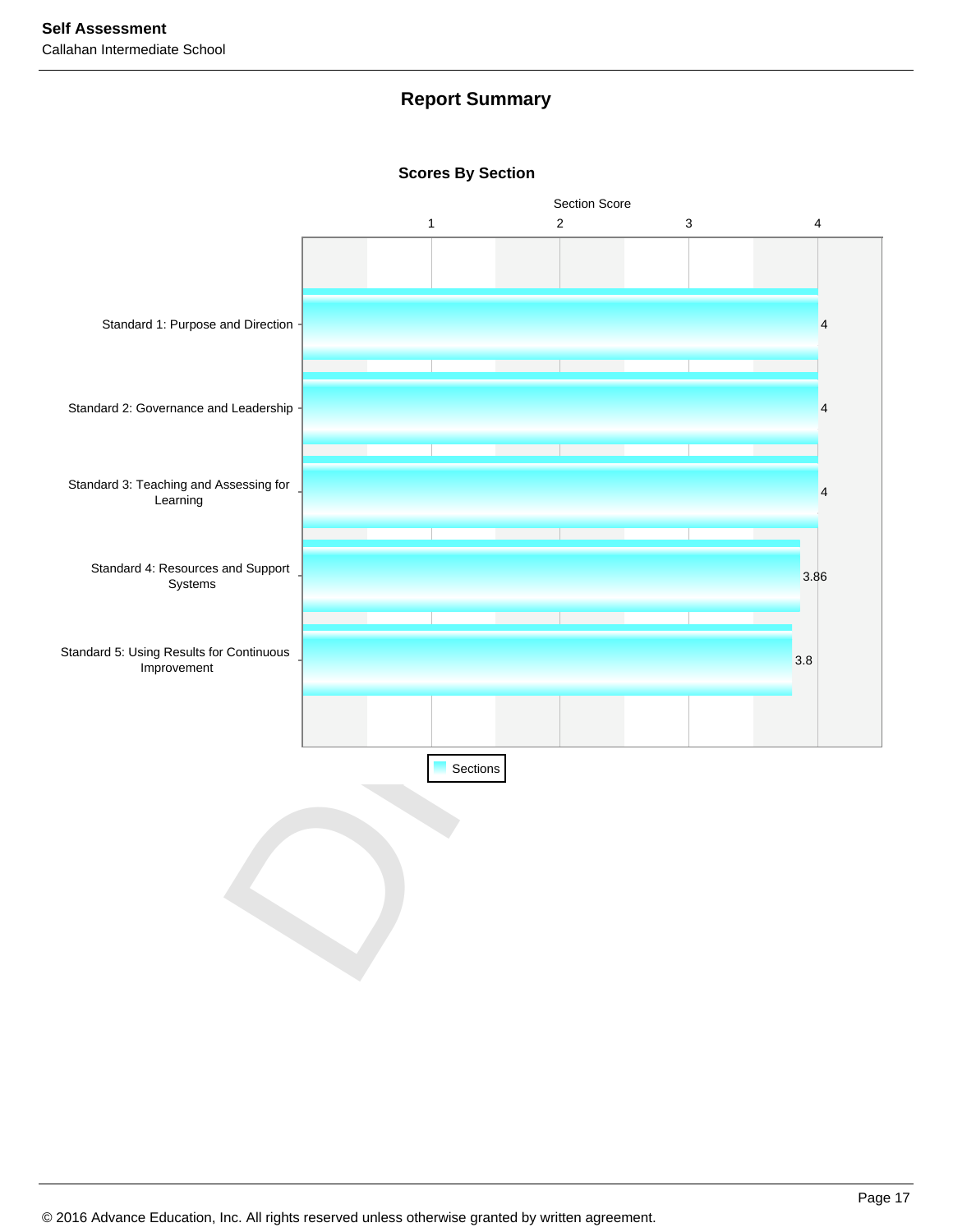# Report Summary

## Scores By Section

Section Score

1 2 3 4

Standard 1: Purpose and Direction 4

Standard 2: Governance and Leadership 4

Standard 3: Teaching and Assessing for Learning 4

Standard 4: Resources and Support Systems 3.86

Standard 5: Using Results for Continuous Improvement 3.8

Sections